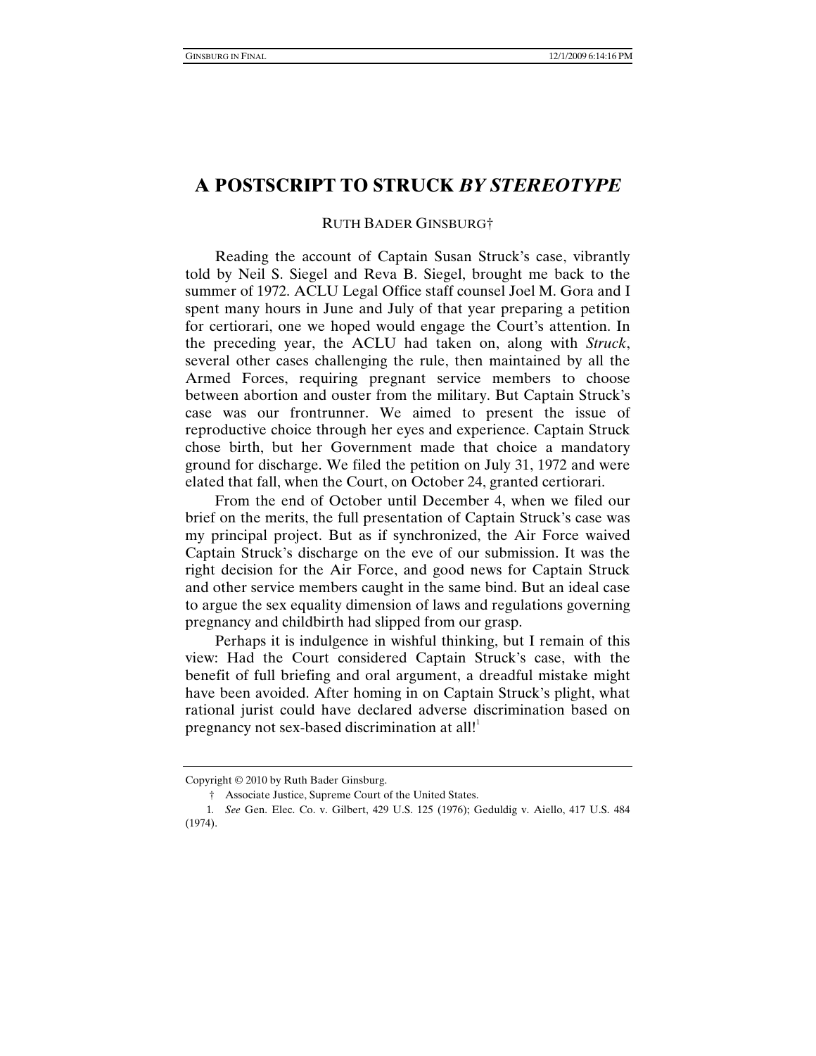# A POSTSCRIPT TO STRUCK *BY STEREOTYPE*

RUTH BADER GINSBURG†

Reading the account of Captain Susan Struck's case, vibrantly told by Neil S. Siegel and Reva B. Siegel, brought me back to the summer of 1972. ACLU Legal Office staff counsel Joel M. Gora and I spent many hours in June and July of that year preparing a petition for certiorari, one we hoped would engage the Court's attention. In the preceding year, the ACLU had taken on, along with *Struck*, several other cases challenging the rule, then maintained by all the Armed Forces, requiring pregnant service members to choose between abortion and ouster from the military. But Captain Struck's case was our frontrunner. We aimed to present the issue of reproductive choice through her eyes and experience. Captain Struck chose birth, but her Government made that choice a mandatory ground for discharge. We filed the petition on July 31, 1972 and were elated that fall, when the Court, on October 24, granted certiorari.

From the end of October until December 4, when we filed our brief on the merits, the full presentation of Captain Struck's case was my principal project. But as if synchronized, the Air Force waived Captain Struck's discharge on the eve of our submission. It was the right decision for the Air Force, and good news for Captain Struck and other service members caught in the same bind. But an ideal case to argue the sex equality dimension of laws and regulations governing pregnancy and childbirth had slipped from our grasp.

Perhaps it is indulgence in wishful thinking, but I remain of this view: Had the Court considered Captain Struck's case, with the benefit of full briefing and oral argument, a dreadful mistake might have been avoided. After homing in on Captain Struck's plight, what rational jurist could have declared adverse discrimination based on pregnancy not sex-based discrimination at all![1]

---

Copyright © 2010 by Ruth Bader Ginsburg.

† Associate Justice, Supreme Court of the United States.

1. *See* Gen. Elec. Co. v. Gilbert, 429 U.S. 125 (1976); Geduldig v. Aiello, 417 U.S. 484 (1974).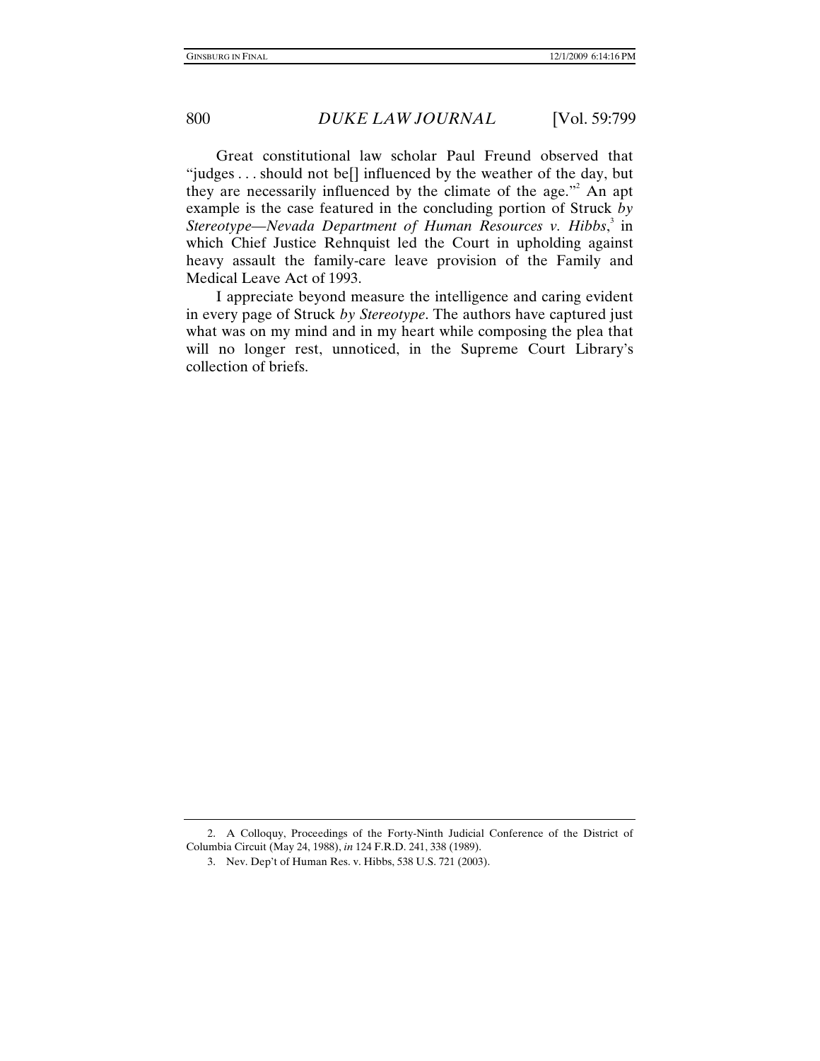Great constitutional law scholar Paul Freund observed that "judges . . . should not be[] influenced by the weather of the day, but they are necessarily influenced by the climate of the age."[2] An apt example is the case featured in the concluding portion of Struck *by Stereotype*—*Nevada Department of Human Resources v. Hibbs*,[3] in which Chief Justice Rehnquist led the Court in upholding against heavy assault the family-care leave provision of the Family and Medical Leave Act of 1993.

I appreciate beyond measure the intelligence and caring evident in every page of Struck *by Stereotype*. The authors have captured just what was on my mind and in my heart while composing the plea that will no longer rest, unnoticed, in the Supreme Court Library's collection of briefs.

---

2. A Colloquy, Proceedings of the Forty-Ninth Judicial Conference of the District of Columbia Circuit (May 24, 1988), *in* 124 F.R.D. 241, 338 (1989).

3. Nev. Dep't of Human Res. v. Hibbs, 538 U.S. 721 (2003).